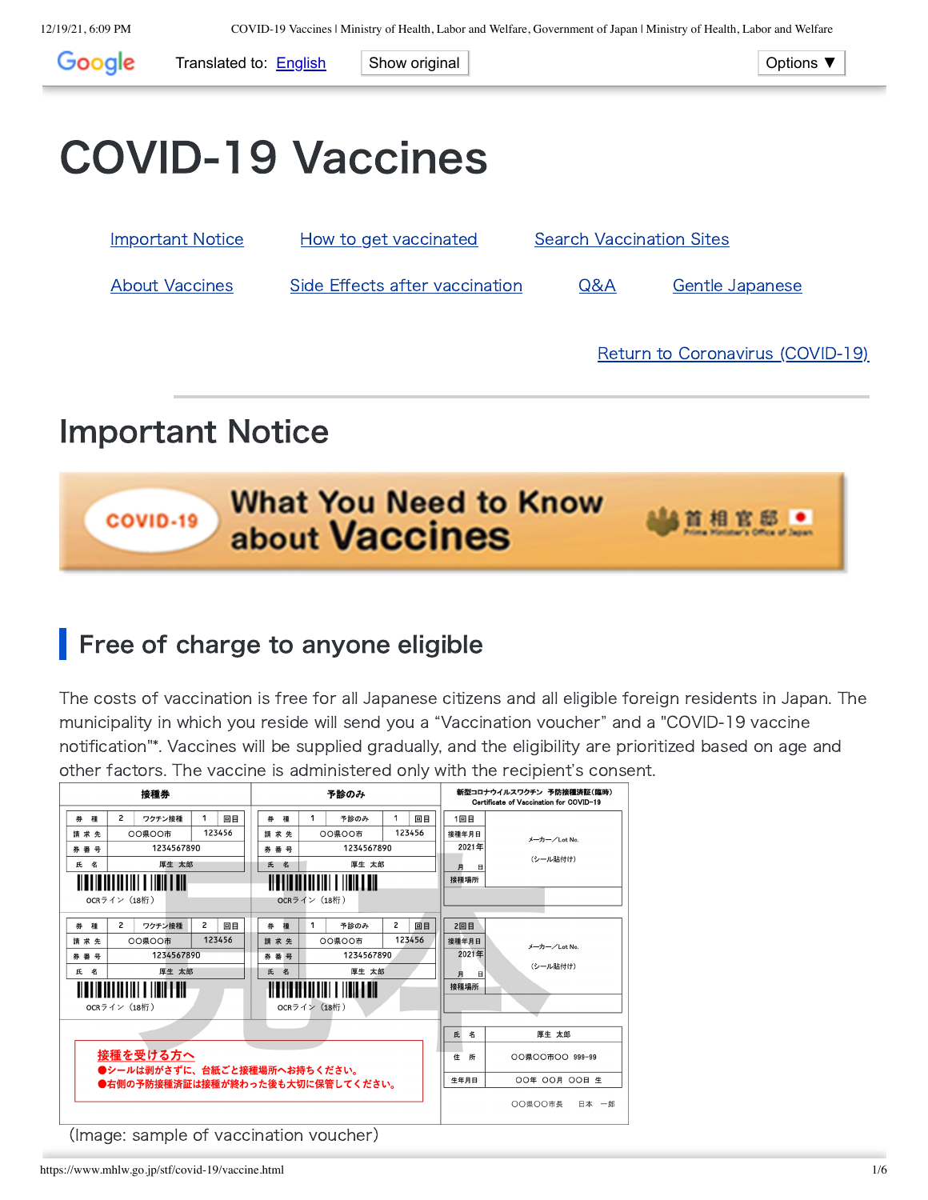# COVID-19 Vaccines

[Important Notice](#) [How to get vaccinated](#) [Search Vaccination Sites](#)

[About Vaccines](#) [Side Effects after vaccination](#) [Q&A](#) [Gentle Japanese](#)

[Return to Coronavirus (COVID-19)](#)

## Important Notice

COVID-19 What You Need to Know about Vaccines

### Free of charge to anyone eligible

The costs of vaccination is free for all Japanese citizens and all eligible foreign residents in Japan. The municipality in which you reside will send you a “Vaccination voucher” and a "COVID-19 vaccine notification"*. Vaccines will be supplied gradually, and the eligibility are prioritized based on age and other factors. The vaccine is administered only with the recipient’s consent.

(Image: sample of vaccination voucher)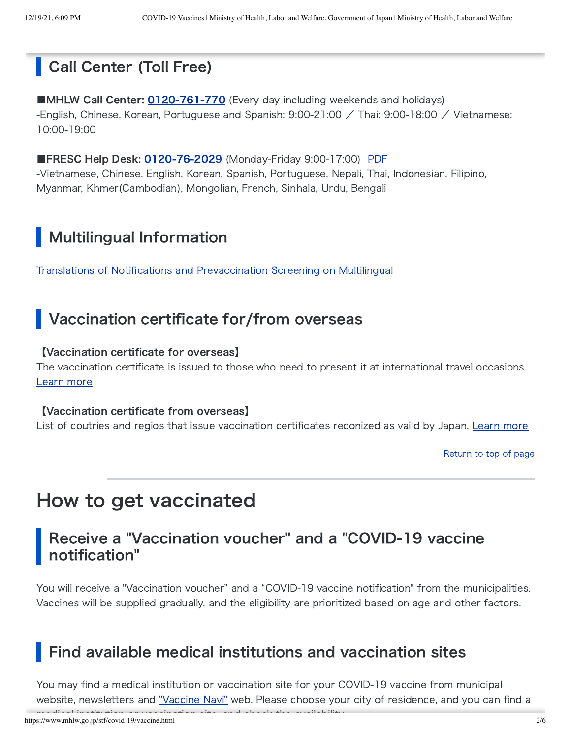## Call Center (Toll Free)

■**MHLW Call Center: 0120-761-770** (Every day including weekends and holidays)
-English, Chinese, Korean, Portuguese and Spanish: 9:00-21:00 ／ Thai: 9:00-18:00 ／ Vietnamese: 10:00-19:00

■**FRESC Help Desk: 0120-76-2029** (Monday-Friday 9:00-17:00) PDF
-Vietnamese, Chinese, English, Korean, Spanish, Portuguese, Nepali, Thai, Indonesian, Filipino, Myanmar, Khmer(Cambodian), Mongolian, French, Sinhala, Urdu, Bengali

## Multilingual Information

Translations of Notifications and Prevaccination Screening on Multilingual

## Vaccination certificate for/from overseas

**【Vaccination certificate for overseas】**
The vaccination certificate is issued to those who need to present it at international travel occasions. Learn more

**【Vaccination certificate from overseas】**
List of coutries and regios that issue vaccination certificates reconized as vaild by Japan. Learn more

Return to top of page

# How to get vaccinated

## Receive a "Vaccination voucher" and a "COVID-19 vaccine notification"

You will receive a "Vaccination voucher" and a "COVID-19 vaccine notification" from the municipalities. Vaccines will be supplied gradually, and the eligibility are prioritized based on age and other factors.

## Find available medical institutions and vaccination sites

You may find a medical institution or vaccination site for your COVID-19 vaccine from municipal website, newsletters and "Vaccine Navi" web. Please choose your city of residence, and you can find a medical institution or vaccination site, and check the availability.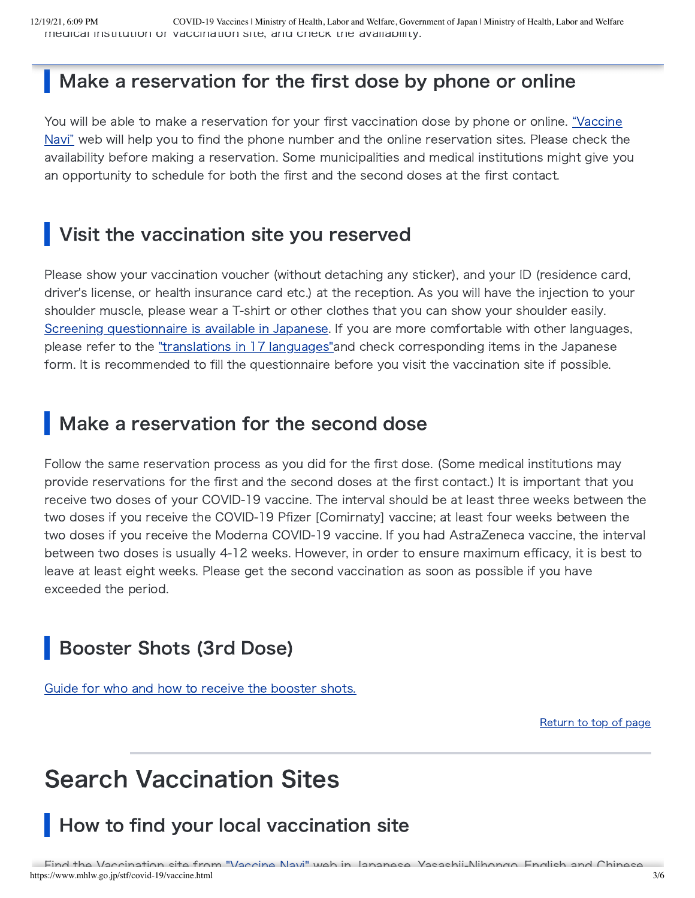medical institution or vaccination site, and check the availability.

## Make a reservation for the first dose by phone or online

You will be able to make a reservation for your first vaccination dose by phone or online. "Vaccine Navi" web will help you to find the phone number and the online reservation sites. Please check the availability before making a reservation. Some municipalities and medical institutions might give you an opportunity to schedule for both the first and the second doses at the first contact.

## Visit the vaccination site you reserved

Please show your vaccination voucher (without detaching any sticker), and your ID (residence card, driver's license, or health insurance card etc.) at the reception. As you will have the injection to your shoulder muscle, please wear a T-shirt or other clothes that you can show your shoulder easily. Screening questionnaire is available in Japanese. If you are more comfortable with other languages, please refer to the "translations in 17 languages"and check corresponding items in the Japanese form. It is recommended to fill the questionnaire before you visit the vaccination site if possible.

## Make a reservation for the second dose

Follow the same reservation process as you did for the first dose. (Some medical institutions may provide reservations for the first and the second doses at the first contact.) It is important that you receive two doses of your COVID-19 vaccine. The interval should be at least three weeks between the two doses if you receive the COVID-19 Pfizer [Comirnaty] vaccine; at least four weeks between the two doses if you receive the Moderna COVID-19 vaccine. If you had AstraZeneca vaccine, the interval between two doses is usually 4-12 weeks. However, in order to ensure maximum efficacy, it is best to leave at least eight weeks. Please get the second vaccination as soon as possible if you have exceeded the period.

## Booster Shots (3rd Dose)

Guide for who and how to receive the booster shots.

Return to top of page

# Search Vaccination Sites

## How to find your local vaccination site

Find the Vaccination site from "Vaccine Navi" web in Japanese, Yasashii-Nihongo, English and Chinese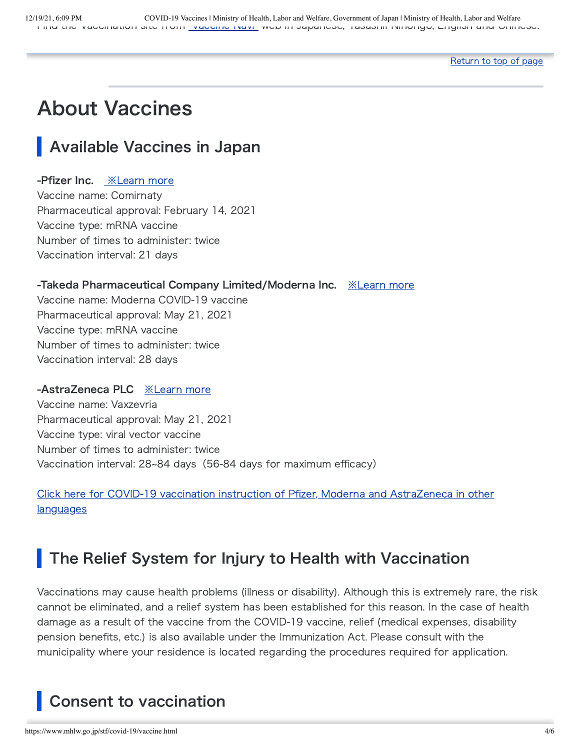Find the vaccination site from [Vaccine Navi](#) web in Japanese, Yasashii Nihongo, English and Chinese.

[Return to top of page](#)

# About Vaccines

## Available Vaccines in Japan

**-Pfizer Inc.** [※Learn more](#)
Vaccine name: Comirnaty
Pharmaceutical approval: February 14, 2021
Vaccine type: mRNA vaccine
Number of times to administer: twice
Vaccination interval: 21 days

**-Takeda Pharmaceutical Company Limited/Moderna Inc.** [※Learn more](#)
Vaccine name: Moderna COVID-19 vaccine
Pharmaceutical approval: May 21, 2021
Vaccine type: mRNA vaccine
Number of times to administer: twice
Vaccination interval: 28 days

**-AstraZeneca PLC** [※Learn more](#)
Vaccine name: Vaxzevria
Pharmaceutical approval: May 21, 2021
Vaccine type: viral vector vaccine
Number of times to administer: twice
Vaccination interval: 28~84 days（56-84 days for maximum efficacy)

[Click here for COVID-19 vaccination instruction of Pfizer, Moderna and AstraZeneca in other languages](#)

## The Relief System for Injury to Health with Vaccination

Vaccinations may cause health problems (illness or disability). Although this is extremely rare, the risk cannot be eliminated, and a relief system has been established for this reason. In the case of health damage as a result of the vaccine from the COVID-19 vaccine, relief (medical expenses, disability pension benefits, etc.) is also available under the Immunization Act. Please consult with the municipality where your residence is located regarding the procedures required for application.

## Consent to vaccination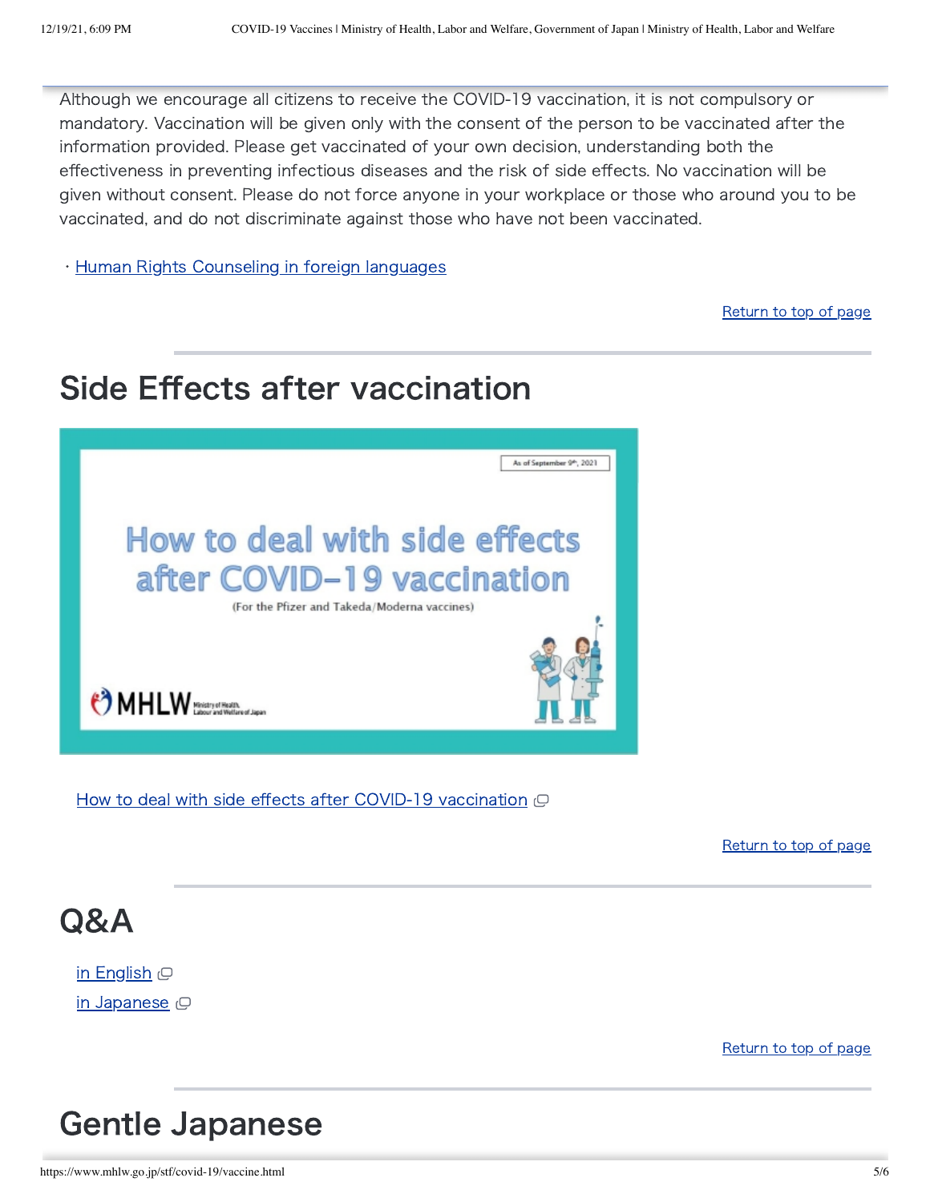Although we encourage all citizens to receive the COVID-19 vaccination, it is not compulsory or mandatory. Vaccination will be given only with the consent of the person to be vaccinated after the information provided. Please get vaccinated of your own decision, understanding both the effectiveness in preventing infectious diseases and the risk of side effects. No vaccination will be given without consent. Please do not force anyone in your workplace or those who around you to be vaccinated, and do not discriminate against those who have not been vaccinated.

・Human Rights Counseling in foreign languages

Return to top of page

# Side Effects after vaccination

How to deal with side effects after COVID-19 vaccination

Return to top of page

# Q&A

in English

in Japanese

Return to top of page

# Gentle Japanese